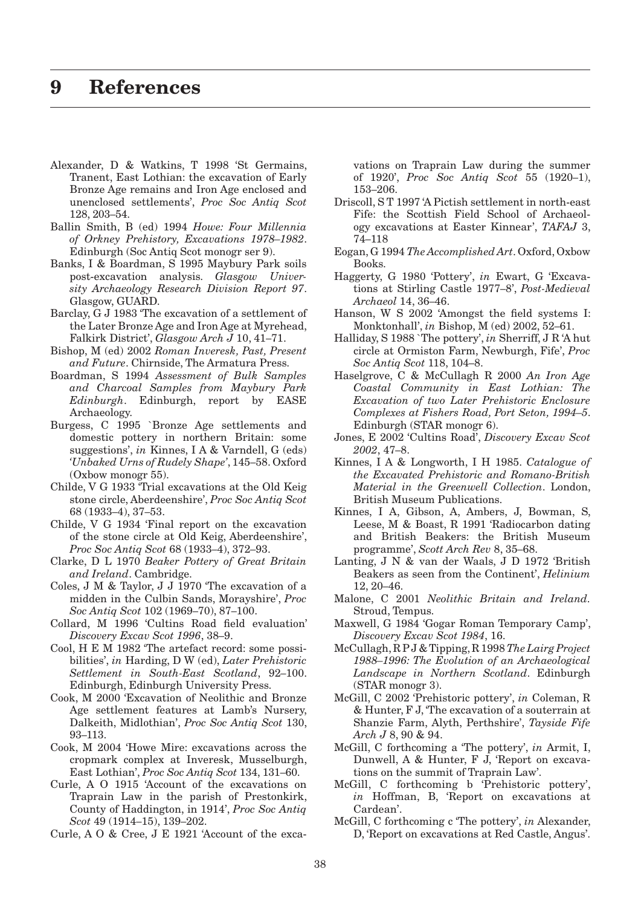# 9 References

Alexander, D & Watkins, T 1998 'St Germains, Tranent, East Lothian: the excavation of Early Bronze Age remains and Iron Age enclosed and unenclosed settlements', *Proc Soc Antiq Scot* 128, 203–54.

Ballin Smith, B (ed) 1994 *Howe: Four Millennia of Orkney Prehistory, Excavations 1978–1982*. Edinburgh (Soc Antiq Scot monogr ser 9).

Banks, I & Boardman, S 1995 Maybury Park soils post-excavation analysis. *Glasgow University Archaeology Research Division Report 97*. Glasgow, GUARD.

Barclay, G J 1983 'The excavation of a settlement of the Later Bronze Age and Iron Age at Myrehead, Falkirk District', *Glasgow Arch J* 10, 41–71.

Bishop, M (ed) 2002 *Roman Inveresk, Past, Present and Future*. Chirnside, The Armatura Press.

Boardman, S 1994 *Assessment of Bulk Samples and Charcoal Samples from Maybury Park Edinburgh*. Edinburgh, report by EASE Archaeology.

Burgess, C 1995 `Bronze Age settlements and domestic pottery in northern Britain: some suggestions', *in* Kinnes, I A & Varndell, G (eds) '*Unbaked Urns of Rudely Shape*', 145–58. Oxford (Oxbow monogr 55).

Childe, V G 1933 'Trial excavations at the Old Keig stone circle, Aberdeenshire', *Proc Soc Antiq Scot* 68 (1933–4), 37–53.

Childe, V G 1934 'Final report on the excavation of the stone circle at Old Keig, Aberdeenshire', *Proc Soc Antiq Scot* 68 (1933–4), 372–93.

Clarke, D L 1970 *Beaker Pottery of Great Britain and Ireland*. Cambridge.

Coles, J M & Taylor, J J 1970 'The excavation of a midden in the Culbin Sands, Morayshire', *Proc Soc Antiq Scot* 102 (1969–70), 87–100.

Collard, M 1996 'Cultins Road field evaluation' *Discovery Excav Scot 1996*, 38–9.

Cool, H E M 1982 'The artefact record: some possibilities', *in* Harding, D W (ed), *Later Prehistoric Settlement in South-East Scotland*, 92–100. Edinburgh, Edinburgh University Press.

Cook, M 2000 'Excavation of Neolithic and Bronze Age settlement features at Lamb's Nursery, Dalkeith, Midlothian', *Proc Soc Antiq Scot* 130, 93–113.

Cook, M 2004 'Howe Mire: excavations across the cropmark complex at Inveresk, Musselburgh, East Lothian', *Proc Soc Antiq Scot* 134, 131–60.

Curle, A O 1915 'Account of the excavations on Traprain Law in the parish of Prestonkirk, County of Haddington, in 1914', *Proc Soc Antiq Scot* 49 (1914–15), 139–202.

Curle, A O & Cree, J E 1921 'Account of the excavations on Traprain Law during the summer of 1920', *Proc Soc Antiq Scot* 55 (1920–1), 153–206.

Driscoll, S T 1997 'A Pictish settlement in north-east Fife: the Scottish Field School of Archaeology excavations at Easter Kinnear', *TAFAJ* 3, 74–118

Eogan, G 1994 *The Accomplished Art*. Oxford, Oxbow Books.

Haggerty, G 1980 'Pottery', *in* Ewart, G 'Excavations at Stirling Castle 1977–8', *Post-Medieval Archaeol* 14, 36–46.

Hanson, W S 2002 'Amongst the field systems I: Monktonhall', *in* Bishop, M (ed) 2002, 52–61.

Halliday, S 1988 `The pottery', *in* Sherriff, J R 'A hut circle at Ormiston Farm, Newburgh, Fife', *Proc Soc Antiq Scot* 118, 104–8.

Haselgrove, C & McCullagh R 2000 *An Iron Age Coastal Community in East Lothian: The Excavation of two Later Prehistoric Enclosure Complexes at Fishers Road, Port Seton, 1994–5*. Edinburgh (STAR monogr 6).

Jones, E 2002 'Cultins Road', *Discovery Excav Scot 2002*, 47–8.

Kinnes, I A & Longworth, I H 1985. *Catalogue of the Excavated Prehistoric and Romano-British Material in the Greenwell Collection*. London, British Museum Publications.

Kinnes, I A, Gibson, A, Ambers, J, Bowman, S, Leese, M & Boast, R 1991 'Radiocarbon dating and British Beakers: the British Museum programme', *Scott Arch Rev* 8, 35–68.

Lanting, J N & van der Waals, J D 1972 'British Beakers as seen from the Continent', *Helinium* 12, 20–46.

Malone, C 2001 *Neolithic Britain and Ireland*. Stroud, Tempus.

Maxwell, G 1984 'Gogar Roman Temporary Camp', *Discovery Excav Scot 1984*, 16.

McCullagh, R P J & Tipping, R 1998 *The Lairg Project 1988–1996: The Evolution of an Archaeological Landscape in Northern Scotland*. Edinburgh (STAR monogr 3).

McGill, C 2002 'Prehistoric pottery', *in* Coleman, R & Hunter, F J, 'The excavation of a souterrain at Shanzie Farm, Alyth, Perthshire', *Tayside Fife Arch J* 8, 90 & 94.

McGill, C forthcoming a 'The pottery', *in* Armit, I, Dunwell, A & Hunter, F J, 'Report on excavations on the summit of Traprain Law'.

McGill, C forthcoming b 'Prehistoric pottery', *in* Hoffman, B, 'Report on excavations at Cardean'.

McGill, C forthcoming c 'The pottery', *in* Alexander, D, 'Report on excavations at Red Castle, Angus'.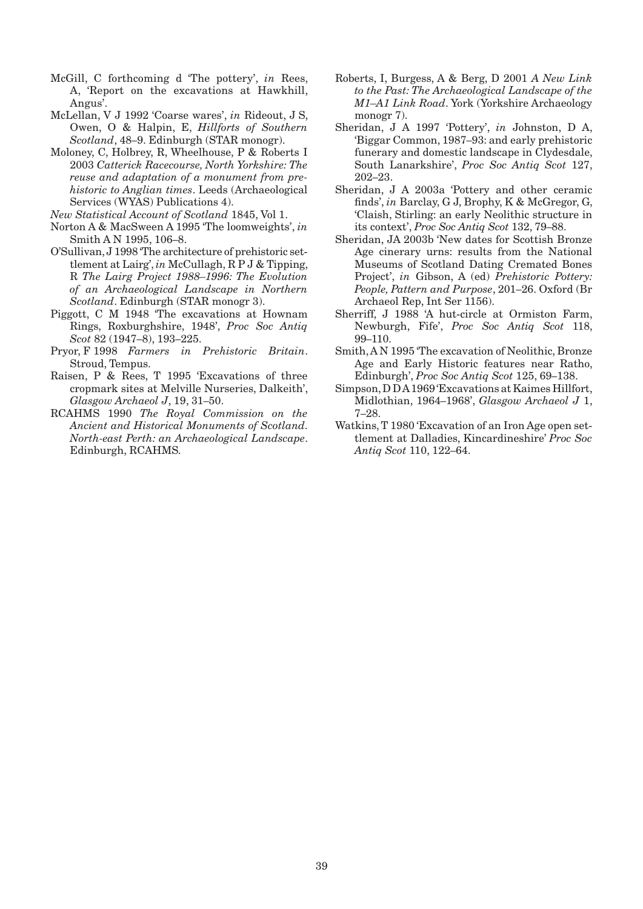McGill, C forthcoming d 'The pottery', *in* Rees, A, 'Report on the excavations at Hawkhill, Angus'.

McLellan, V J 1992 'Coarse wares', *in* Rideout, J S, Owen, O & Halpin, E, *Hillforts of Southern Scotland*, 48–9. Edinburgh (STAR monogr).

Moloney, C, Holbrey, R, Wheelhouse, P & Roberts I 2003 *Catterick Racecourse, North Yorkshire: The reuse and adaptation of a monument from prehistoric to Anglian times*. Leeds (Archaeological Services (WYAS) Publications 4).

*New Statistical Account of Scotland* 1845, Vol 1.

Norton A & MacSween A 1995 'The loomweights', *in* Smith A N 1995, 106–8.

O'Sullivan, J 1998 'The architecture of prehistoric settlement at Lairg', *in* McCullagh, R P J & Tipping, R *The Lairg Project 1988–1996: The Evolution of an Archaeological Landscape in Northern Scotland*. Edinburgh (STAR monogr 3).

Piggott, C M 1948 'The excavations at Hownam Rings, Roxburghshire, 1948', *Proc Soc Antiq Scot* 82 (1947–8), 193–225.

Pryor, F 1998 *Farmers in Prehistoric Britain*. Stroud, Tempus.

Raisen, P & Rees, T 1995 'Excavations of three cropmark sites at Melville Nurseries, Dalkeith', *Glasgow Archaeol J*, 19, 31–50.

RCAHMS 1990 *The Royal Commission on the Ancient and Historical Monuments of Scotland. North-east Perth: an Archaeological Landscape*. Edinburgh, RCAHMS.

Roberts, I, Burgess, A & Berg, D 2001 *A New Link to the Past: The Archaeological Landscape of the M1–A1 Link Road*. York (Yorkshire Archaeology monogr 7).

Sheridan, J A 1997 'Pottery', *in* Johnston, D A, 'Biggar Common, 1987–93: and early prehistoric funerary and domestic landscape in Clydesdale, South Lanarkshire', *Proc Soc Antiq Scot* 127, 202–23.

Sheridan, J A 2003a 'Pottery and other ceramic finds', *in* Barclay, G J, Brophy, K & McGregor, G, 'Claish, Stirling: an early Neolithic structure in its context', *Proc Soc Antiq Scot* 132, 79–88.

Sheridan, JA 2003b 'New dates for Scottish Bronze Age cinerary urns: results from the National Museums of Scotland Dating Cremated Bones Project', *in* Gibson, A (ed) *Prehistoric Pottery: People, Pattern and Purpose*, 201–26. Oxford (Br Archaeol Rep, Int Ser 1156).

Sherriff, J 1988 'A hut-circle at Ormiston Farm, Newburgh, Fife', *Proc Soc Antiq Scot* 118, 99–110.

Smith, A N 1995 'The excavation of Neolithic, Bronze Age and Early Historic features near Ratho, Edinburgh', *Proc Soc Antiq Scot* 125, 69–138.

Simpson, D D A 1969 'Excavations at Kaimes Hillfort, Midlothian, 1964–1968', *Glasgow Archaeol J* 1, 7–28.

Watkins, T 1980 'Excavation of an Iron Age open settlement at Dalladies, Kincardineshire' *Proc Soc Antiq Scot* 110, 122–64.